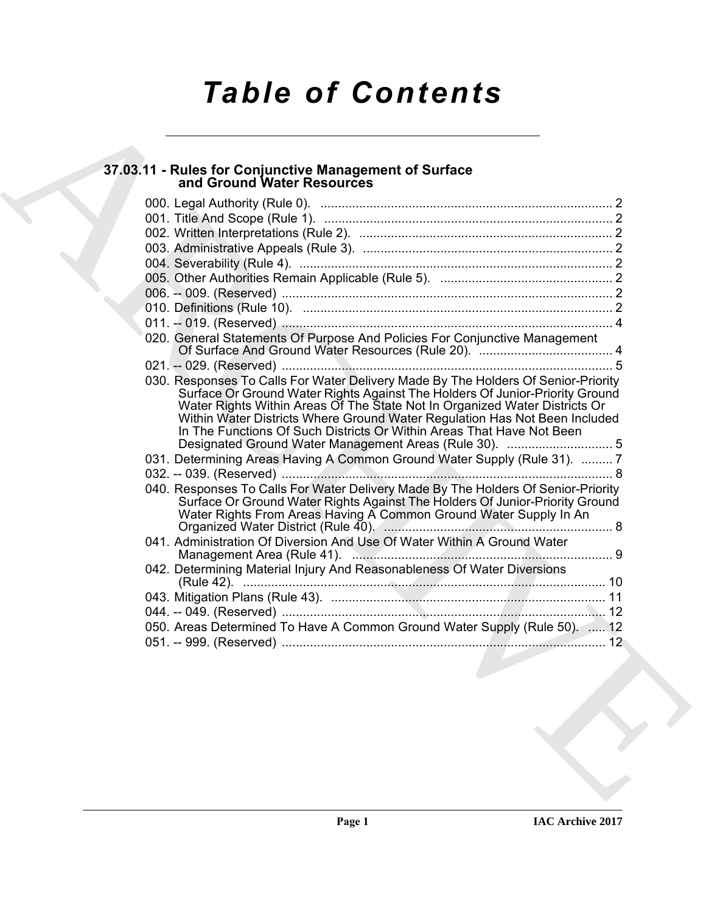# *Table of Contents*

## 37.03.11 - Rules for Conjunctive Management of Surface and Ground Water Resources

000. Legal Authority (Rule 0). .......... 2

001. Title And Scope (Rule 1). .......... 2

002. Written Interpretations (Rule 2). .......... 2

003. Administrative Appeals (Rule 3). .......... 2

004. Severability (Rule 4). .......... 2

005. Other Authorities Remain Applicable (Rule 5). .......... 2

006. -- 009. (Reserved) .......... 2

010. Definitions (Rule 10). .......... 2

011. -- 019. (Reserved) .......... 4

020. General Statements Of Purpose And Policies For Conjunctive Management Of Surface And Ground Water Resources (Rule 20). .......... 4

021. -- 029. (Reserved) .......... 5

030. Responses To Calls For Water Delivery Made By The Holders Of Senior-Priority Surface Or Ground Water Rights Against The Holders Of Junior-Priority Ground Water Rights Within Areas Of The State Not In Organized Water Districts Or Within Water Districts Where Ground Water Regulation Has Not Been Included In The Functions Of Such Districts Or Within Areas That Have Not Been Designated Ground Water Management Areas (Rule 30). .......... 5

031. Determining Areas Having A Common Ground Water Supply (Rule 31). .......... 7

032. -- 039. (Reserved) .......... 8

040. Responses To Calls For Water Delivery Made By The Holders Of Senior-Priority Surface Or Ground Water Rights Against The Holders Of Junior-Priority Ground Water Rights From Areas Having A Common Ground Water Supply In An Organized Water District (Rule 40). .......... 8

041. Administration Of Diversion And Use Of Water Within A Ground Water Management Area (Rule 41). .......... 9

042. Determining Material Injury And Reasonableness Of Water Diversions (Rule 42). .......... 10

043. Mitigation Plans (Rule 43). .......... 11

044. -- 049. (Reserved) .......... 12

050. Areas Determined To Have A Common Ground Water Supply (Rule 50). .......... 12

051. -- 999. (Reserved) .......... 12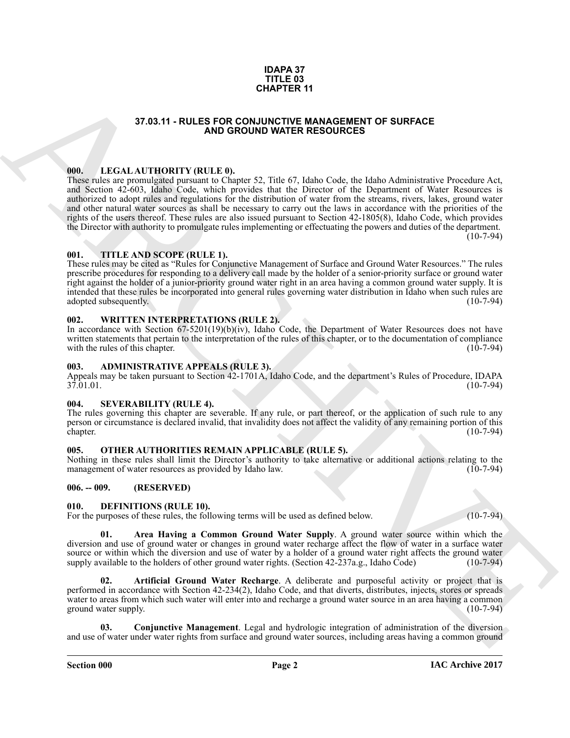# IDAPA 37
# TITLE 03
# CHAPTER 11

## 37.03.11 - RULES FOR CONJUNCTIVE MANAGEMENT OF SURFACE AND GROUND WATER RESOURCES

### 000. LEGAL AUTHORITY (RULE 0).

These rules are promulgated pursuant to Chapter 52, Title 67, Idaho Code, the Idaho Administrative Procedure Act, and Section 42-603, Idaho Code, which provides that the Director of the Department of Water Resources is authorized to adopt rules and regulations for the distribution of water from the streams, rivers, lakes, ground water and other natural water sources as shall be necessary to carry out the laws in accordance with the priorities of the rights of the users thereof. These rules are also issued pursuant to Section 42-1805(8), Idaho Code, which provides the Director with authority to promulgate rules implementing or effectuating the powers and duties of the department. (10-7-94)

### 001. TITLE AND SCOPE (RULE 1).

These rules may be cited as "Rules for Conjunctive Management of Surface and Ground Water Resources." The rules prescribe procedures for responding to a delivery call made by the holder of a senior-priority surface or ground water right against the holder of a junior-priority ground water right in an area having a common ground water supply. It is intended that these rules be incorporated into general rules governing water distribution in Idaho when such rules are adopted subsequently. (10-7-94)

### 002. WRITTEN INTERPRETATIONS (RULE 2).

In accordance with Section 67-5201(19)(b)(iv), Idaho Code, the Department of Water Resources does not have written statements that pertain to the interpretation of the rules of this chapter, or to the documentation of compliance with the rules of this chapter. (10-7-94)

### 003. ADMINISTRATIVE APPEALS (RULE 3).

Appeals may be taken pursuant to Section 42-1701A, Idaho Code, and the department's Rules of Procedure, IDAPA 37.01.01. (10-7-94)

### 004. SEVERABILITY (RULE 4).

The rules governing this chapter are severable. If any rule, or part thereof, or the application of such rule to any person or circumstance is declared invalid, that invalidity does not affect the validity of any remaining portion of this chapter. (10-7-94)

### 005. OTHER AUTHORITIES REMAIN APPLICABLE (RULE 5).

Nothing in these rules shall limit the Director's authority to take alternative or additional actions relating to the management of water resources as provided by Idaho law. (10-7-94)

### 006. -- 009. (RESERVED)

### 010. DEFINITIONS (RULE 10).

For the purposes of these rules, the following terms will be used as defined below. (10-7-94)

**01. Area Having a Common Ground Water Supply**. A ground water source within which the diversion and use of ground water or changes in ground water recharge affect the flow of water in a surface water source or within which the diversion and use of water by a holder of a ground water right affects the ground water supply available to the holders of other ground water rights. (Section 42-237a.g., Idaho Code) (10-7-94)

**02. Artificial Ground Water Recharge**. A deliberate and purposeful activity or project that is performed in accordance with Section 42-234(2), Idaho Code, and that diverts, distributes, injects, stores or spreads water to areas from which such water will enter into and recharge a ground water source in an area having a common ground water supply. (10-7-94)

**03. Conjunctive Management**. Legal and hydrologic integration of administration of the diversion and use of water under water rights from surface and ground water sources, including areas having a common ground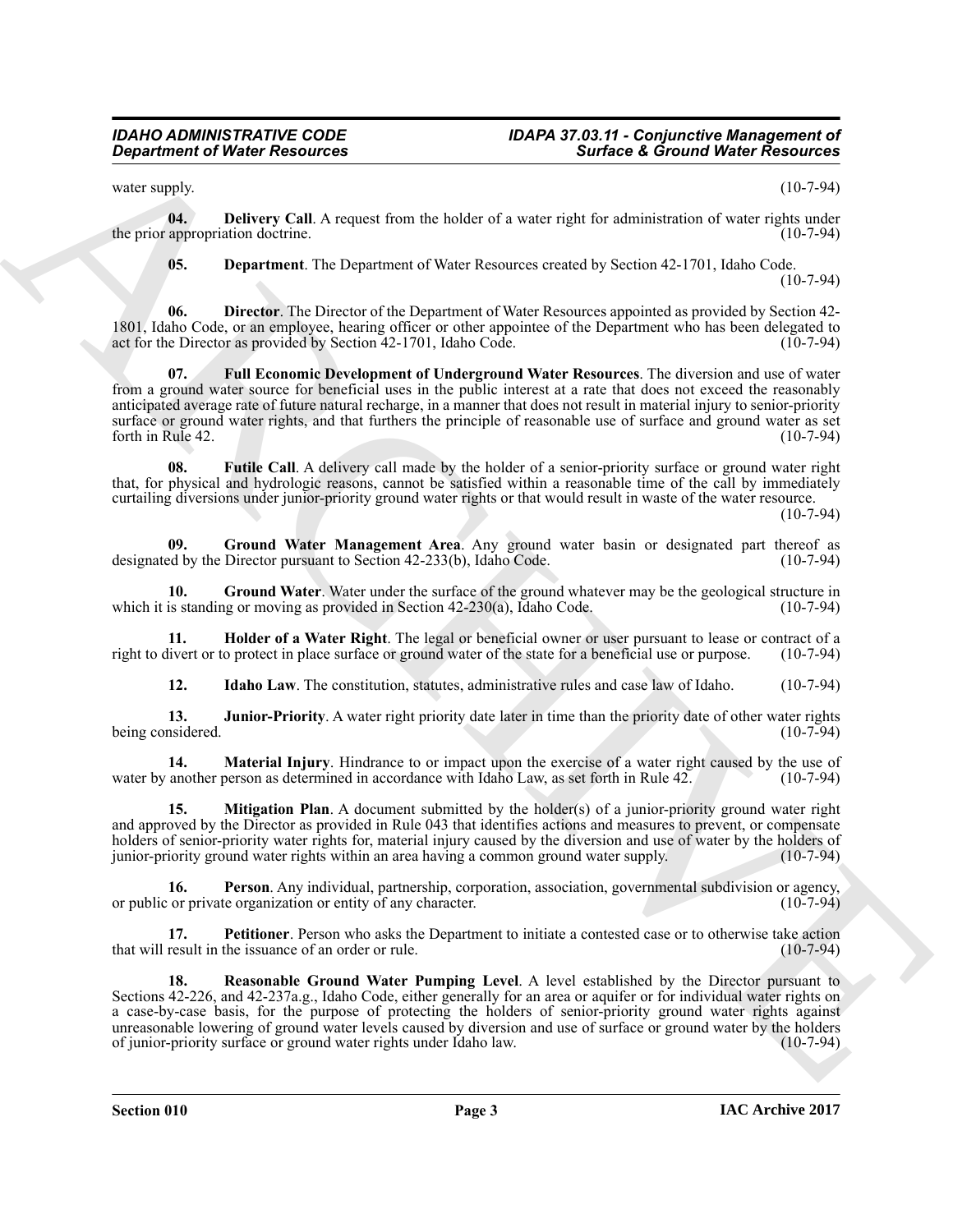water supply. (10-7-94)

**04. Delivery Call**. A request from the holder of a water right for administration of water rights under the prior appropriation doctrine. (10-7-94)

**05. Department**. The Department of Water Resources created by Section 42-1701, Idaho Code. (10-7-94)

**06. Director**. The Director of the Department of Water Resources appointed as provided by Section 42-1801, Idaho Code, or an employee, hearing officer or other appointee of the Department who has been delegated to act for the Director as provided by Section 42-1701, Idaho Code. (10-7-94)

**07. Full Economic Development of Underground Water Resources**. The diversion and use of water from a ground water source for beneficial uses in the public interest at a rate that does not exceed the reasonably anticipated average rate of future natural recharge, in a manner that does not result in material injury to senior-priority surface or ground water rights, and that furthers the principle of reasonable use of surface and ground water as set forth in Rule 42. (10-7-94)

**08. Futile Call**. A delivery call made by the holder of a senior-priority surface or ground water right that, for physical and hydrologic reasons, cannot be satisfied within a reasonable time of the call by immediately curtailing diversions under junior-priority ground water rights or that would result in waste of the water resource. (10-7-94)

**09. Ground Water Management Area**. Any ground water basin or designated part thereof as designated by the Director pursuant to Section 42-233(b), Idaho Code. (10-7-94)

**10. Ground Water**. Water under the surface of the ground whatever may be the geological structure in which it is standing or moving as provided in Section 42-230(a), Idaho Code. (10-7-94)

**11. Holder of a Water Right**. The legal or beneficial owner or user pursuant to lease or contract of a right to divert or to protect in place surface or ground water of the state for a beneficial use or purpose. (10-7-94)

**12. Idaho Law**. The constitution, statutes, administrative rules and case law of Idaho. (10-7-94)

**13. Junior-Priority**. A water right priority date later in time than the priority date of other water rights being considered. (10-7-94)

**14. Material Injury**. Hindrance to or impact upon the exercise of a water right caused by the use of water by another person as determined in accordance with Idaho Law, as set forth in Rule 42. (10-7-94)

**15. Mitigation Plan**. A document submitted by the holder(s) of a junior-priority ground water right and approved by the Director as provided in Rule 043 that identifies actions and measures to prevent, or compensate holders of senior-priority water rights for, material injury caused by the diversion and use of water by the holders of junior-priority ground water rights within an area having a common ground water supply. (10-7-94)

**16. Person**. Any individual, partnership, corporation, association, governmental subdivision or agency, or public or private organization or entity of any character. (10-7-94)

**17. Petitioner**. Person who asks the Department to initiate a contested case or to otherwise take action that will result in the issuance of an order or rule. (10-7-94)

**18. Reasonable Ground Water Pumping Level**. A level established by the Director pursuant to Sections 42-226, and 42-237a.g., Idaho Code, either generally for an area or aquifer or for individual water rights on a case-by-case basis, for the purpose of protecting the holders of senior-priority ground water rights against unreasonable lowering of ground water levels caused by diversion and use of surface or ground water by the holders of junior-priority surface or ground water rights under Idaho law. (10-7-94)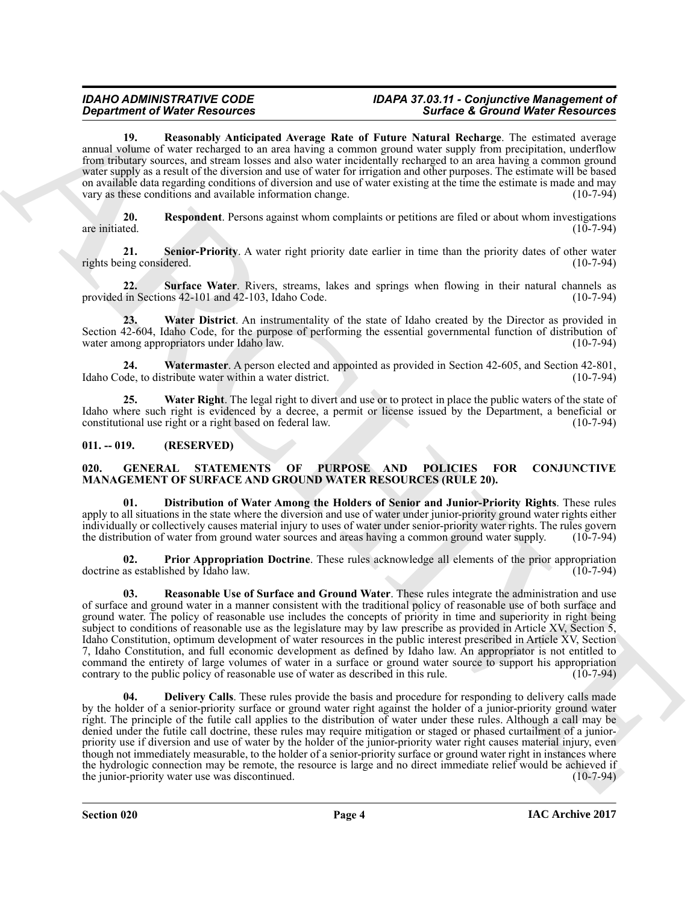**19. Reasonably Anticipated Average Rate of Future Natural Recharge**. The estimated average annual volume of water recharged to an area having a common ground water supply from precipitation, underflow from tributary sources, and stream losses and also water incidentally recharged to an area having a common ground water supply as a result of the diversion and use of water for irrigation and other purposes. The estimate will be based on available data regarding conditions of diversion and use of water existing at the time the estimate is made and may vary as these conditions and available information change. (10-7-94)

**20. Respondent**. Persons against whom complaints or petitions are filed or about whom investigations are initiated. (10-7-94)

**21. Senior-Priority**. A water right priority date earlier in time than the priority dates of other water rights being considered. (10-7-94)

**22. Surface Water**. Rivers, streams, lakes and springs when flowing in their natural channels as provided in Sections 42-101 and 42-103, Idaho Code. (10-7-94)

**23. Water District**. An instrumentality of the state of Idaho created by the Director as provided in Section 42-604, Idaho Code, for the purpose of performing the essential governmental function of distribution of water among appropriators under Idaho law. (10-7-94)

**24. Watermaster**. A person elected and appointed as provided in Section 42-605, and Section 42-801, Idaho Code, to distribute water within a water district. (10-7-94)

**25. Water Right**. The legal right to divert and use or to protect in place the public waters of the state of Idaho where such right is evidenced by a decree, a permit or license issued by the Department, a beneficial or constitutional use right or a right based on federal law. (10-7-94)

## 011. -- 019. (RESERVED)

## 020. GENERAL STATEMENTS OF PURPOSE AND POLICIES FOR CONJUNCTIVE MANAGEMENT OF SURFACE AND GROUND WATER RESOURCES (RULE 20).

**01. Distribution of Water Among the Holders of Senior and Junior-Priority Rights**. These rules apply to all situations in the state where the diversion and use of water under junior-priority ground water rights either individually or collectively causes material injury to uses of water under senior-priority water rights. The rules govern the distribution of water from ground water sources and areas having a common ground water supply. (10-7-94)

**02. Prior Appropriation Doctrine**. These rules acknowledge all elements of the prior appropriation doctrine as established by Idaho law. (10-7-94)

**03. Reasonable Use of Surface and Ground Water**. These rules integrate the administration and use of surface and ground water in a manner consistent with the traditional policy of reasonable use of both surface and ground water. The policy of reasonable use includes the concepts of priority in time and superiority in right being subject to conditions of reasonable use as the legislature may by law prescribe as provided in Article XV, Section 5, Idaho Constitution, optimum development of water resources in the public interest prescribed in Article XV, Section 7, Idaho Constitution, and full economic development as defined by Idaho law. An appropriator is not entitled to command the entirety of large volumes of water in a surface or ground water source to support his appropriation contrary to the public policy of reasonable use of water as described in this rule. (10-7-94)

**04. Delivery Calls**. These rules provide the basis and procedure for responding to delivery calls made by the holder of a senior-priority surface or ground water right against the holder of a junior-priority ground water right. The principle of the futile call applies to the distribution of water under these rules. Although a call may be denied under the futile call doctrine, these rules may require mitigation or staged or phased curtailment of a junior-priority use if diversion and use of water by the holder of the junior-priority water right causes material injury, even though not immediately measurable, to the holder of a senior-priority surface or ground water right in instances where the hydrologic connection may be remote, the resource is large and no direct immediate relief would be achieved if the junior-priority water use was discontinued. (10-7-94)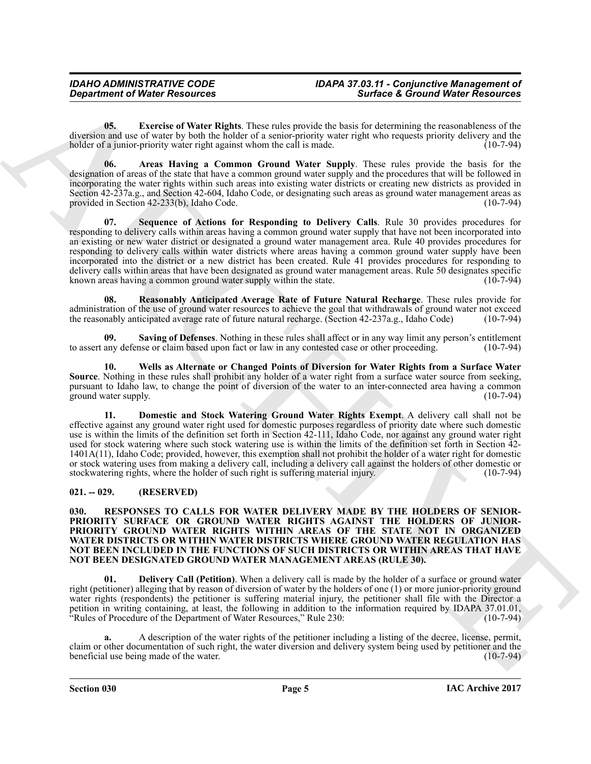**05. Exercise of Water Rights**. These rules provide the basis for determining the reasonableness of the diversion and use of water by both the holder of a senior-priority water right who requests priority delivery and the holder of a junior-priority water right against whom the call is made. (10-7-94)

**06. Areas Having a Common Ground Water Supply**. These rules provide the basis for the designation of areas of the state that have a common ground water supply and the procedures that will be followed in incorporating the water rights within such areas into existing water districts or creating new districts as provided in Section 42-237a.g., and Section 42-604, Idaho Code, or designating such areas as ground water management areas as provided in Section 42-233(b), Idaho Code. (10-7-94)

**07. Sequence of Actions for Responding to Delivery Calls**. Rule 30 provides procedures for responding to delivery calls within areas having a common ground water supply that have not been incorporated into an existing or new water district or designated a ground water management area. Rule 40 provides procedures for responding to delivery calls within water districts where areas having a common ground water supply have been incorporated into the district or a new district has been created. Rule 41 provides procedures for responding to delivery calls within areas that have been designated as ground water management areas. Rule 50 designates specific known areas having a common ground water supply within the state. (10-7-94)

**08. Reasonably Anticipated Average Rate of Future Natural Recharge**. These rules provide for administration of the use of ground water resources to achieve the goal that withdrawals of ground water not exceed the reasonably anticipated average rate of future natural recharge. (Section 42-237a.g., Idaho Code) (10-7-94)

**09. Saving of Defenses**. Nothing in these rules shall affect or in any way limit any person's entitlement to assert any defense or claim based upon fact or law in any contested case or other proceeding. (10-7-94)

**10. Wells as Alternate or Changed Points of Diversion for Water Rights from a Surface Water Source**. Nothing in these rules shall prohibit any holder of a water right from a surface water source from seeking, pursuant to Idaho law, to change the point of diversion of the water to an inter-connected area having a common ground water supply. (10-7-94)

**11. Domestic and Stock Watering Ground Water Rights Exempt**. A delivery call shall not be effective against any ground water right used for domestic purposes regardless of priority date where such domestic use is within the limits of the definition set forth in Section 42-111, Idaho Code, nor against any ground water right used for stock watering where such stock watering use is within the limits of the definition set forth in Section 42-1401A(11), Idaho Code; provided, however, this exemption shall not prohibit the holder of a water right for domestic or stock watering uses from making a delivery call, including a delivery call against the holders of other domestic or stockwatering rights, where the holder of such right is suffering material injury. (10-7-94)

## 021. -- 029. (RESERVED)

## 030. RESPONSES TO CALLS FOR WATER DELIVERY MADE BY THE HOLDERS OF SENIOR-PRIORITY SURFACE OR GROUND WATER RIGHTS AGAINST THE HOLDERS OF JUNIOR-PRIORITY GROUND WATER RIGHTS WITHIN AREAS OF THE STATE NOT IN ORGANIZED WATER DISTRICTS OR WITHIN WATER DISTRICTS WHERE GROUND WATER REGULATION HAS NOT BEEN INCLUDED IN THE FUNCTIONS OF SUCH DISTRICTS OR WITHIN AREAS THAT HAVE NOT BEEN DESIGNATED GROUND WATER MANAGEMENT AREAS (RULE 30).

**01. Delivery Call (Petition)**. When a delivery call is made by the holder of a surface or ground water right (petitioner) alleging that by reason of diversion of water by the holders of one (1) or more junior-priority ground water rights (respondents) the petitioner is suffering material injury, the petitioner shall file with the Director a petition in writing containing, at least, the following in addition to the information required by IDAPA 37.01.01, "Rules of Procedure of the Department of Water Resources," Rule 230: (10-7-94)

**a.** A description of the water rights of the petitioner including a listing of the decree, license, permit, claim or other documentation of such right, the water diversion and delivery system being used by petitioner and the beneficial use being made of the water. (10-7-94)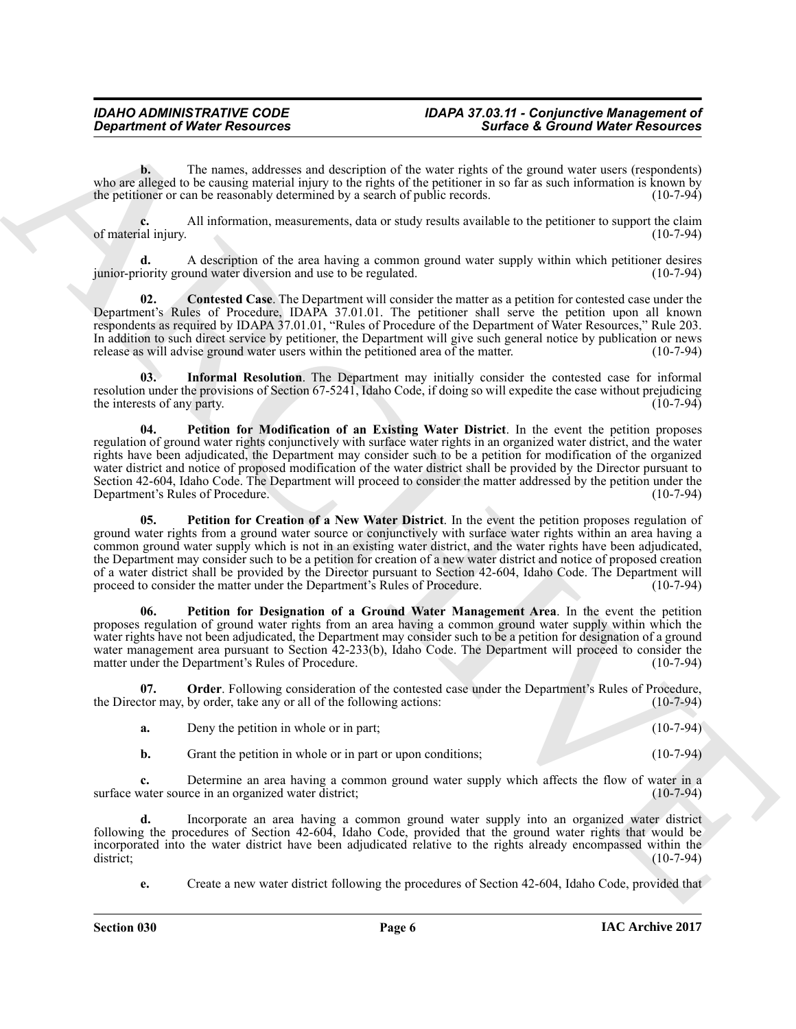**b.** The names, addresses and description of the water rights of the ground water users (respondents) who are alleged to be causing material injury to the rights of the petitioner in so far as such information is known by the petitioner or can be reasonably determined by a search of public records. (10-7-94)

**c.** All information, measurements, data or study results available to the petitioner to support the claim of material injury. (10-7-94)

**d.** A description of the area having a common ground water supply within which petitioner desires junior-priority ground water diversion and use to be regulated. (10-7-94)

**02. Contested Case**. The Department will consider the matter as a petition for contested case under the Department's Rules of Procedure, IDAPA 37.01.01. The petitioner shall serve the petition upon all known respondents as required by IDAPA 37.01.01, "Rules of Procedure of the Department of Water Resources," Rule 203. In addition to such direct service by petitioner, the Department will give such general notice by publication or news release as will advise ground water users within the petitioned area of the matter. (10-7-94)

**03. Informal Resolution**. The Department may initially consider the contested case for informal resolution under the provisions of Section 67-5241, Idaho Code, if doing so will expedite the case without prejudicing the interests of any party. (10-7-94)

**04. Petition for Modification of an Existing Water District**. In the event the petition proposes regulation of ground water rights conjunctively with surface water rights in an organized water district, and the water rights have been adjudicated, the Department may consider such to be a petition for modification of the organized water district and notice of proposed modification of the water district shall be provided by the Director pursuant to Section 42-604, Idaho Code. The Department will proceed to consider the matter addressed by the petition under the Department's Rules of Procedure. (10-7-94)

**05. Petition for Creation of a New Water District**. In the event the petition proposes regulation of ground water rights from a ground water source or conjunctively with surface water rights within an area having a common ground water supply which is not in an existing water district, and the water rights have been adjudicated, the Department may consider such to be a petition for creation of a new water district and notice of proposed creation of a water district shall be provided by the Director pursuant to Section 42-604, Idaho Code. The Department will proceed to consider the matter under the Department's Rules of Procedure. (10-7-94)

**06. Petition for Designation of a Ground Water Management Area**. In the event the petition proposes regulation of ground water rights from an area having a common ground water supply within which the water rights have not been adjudicated, the Department may consider such to be a petition for designation of a ground water management area pursuant to Section 42-233(b), Idaho Code. The Department will proceed to consider the matter under the Department's Rules of Procedure. (10-7-94)

**07. Order**. Following consideration of the contested case under the Department's Rules of Procedure, the Director may, by order, take any or all of the following actions: (10-7-94)

**a.** Deny the petition in whole or in part; (10-7-94)

**b.** Grant the petition in whole or in part or upon conditions; (10-7-94)

**c.** Determine an area having a common ground water supply which affects the flow of water in a surface water source in an organized water district; (10-7-94)

**d.** Incorporate an area having a common ground water supply into an organized water district following the procedures of Section 42-604, Idaho Code, provided that the ground water rights that would be incorporated into the water district have been adjudicated relative to the rights already encompassed within the district; (10-7-94)

**e.** Create a new water district following the procedures of Section 42-604, Idaho Code, provided that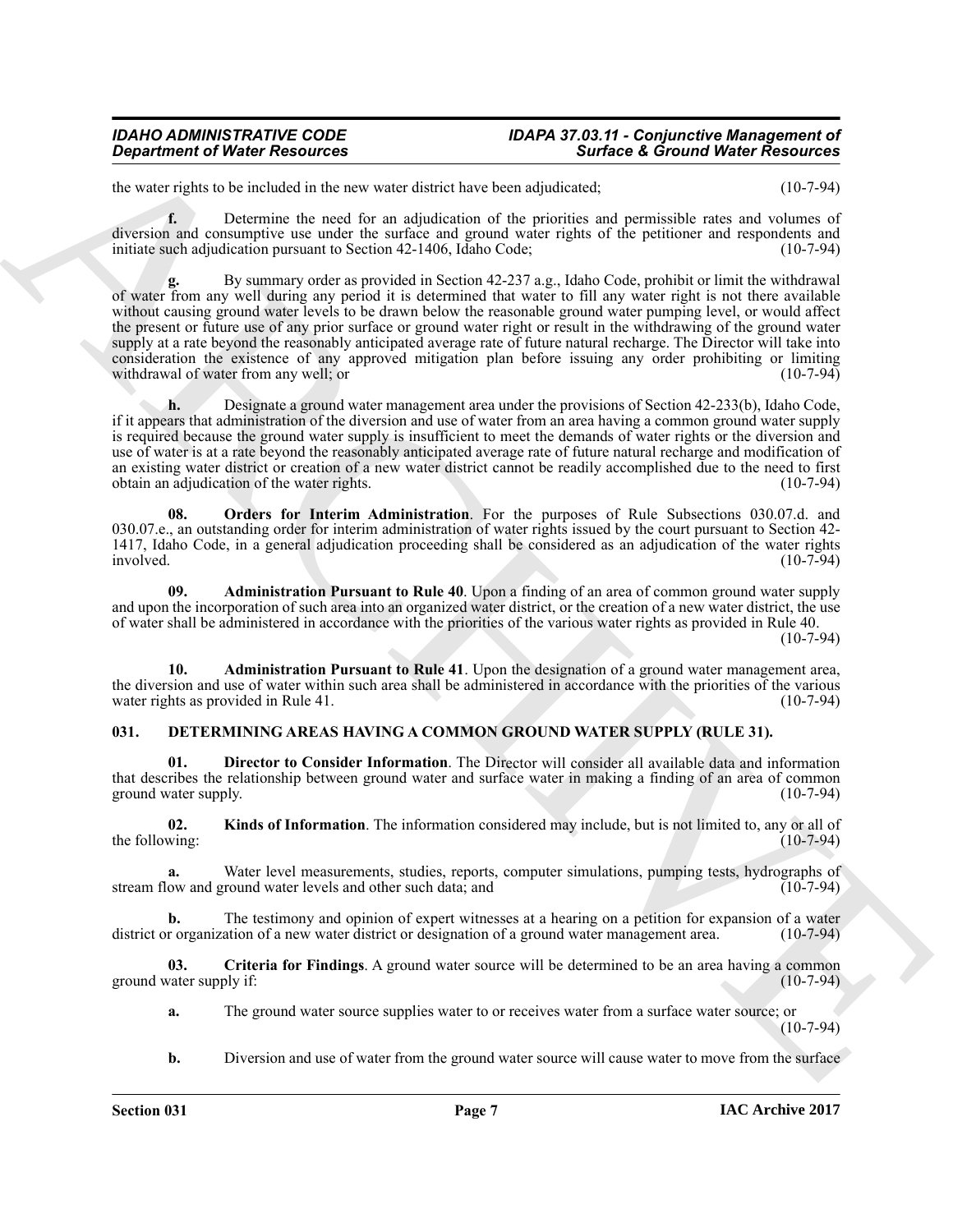the water rights to be included in the new water district have been adjudicated; (10-7-94)

**f.** Determine the need for an adjudication of the priorities and permissible rates and volumes of diversion and consumptive use under the surface and ground water rights of the petitioner and respondents and initiate such adjudication pursuant to Section 42-1406, Idaho Code; (10-7-94)

**g.** By summary order as provided in Section 42-237 a.g., Idaho Code, prohibit or limit the withdrawal of water from any well during any period it is determined that water to fill any water right is not there available without causing ground water levels to be drawn below the reasonable ground water pumping level, or would affect the present or future use of any prior surface or ground water right or result in the withdrawing of the ground water supply at a rate beyond the reasonably anticipated average rate of future natural recharge. The Director will take into consideration the existence of any approved mitigation plan before issuing any order prohibiting or limiting withdrawal of water from any well; or (10-7-94)

**h.** Designate a ground water management area under the provisions of Section 42-233(b), Idaho Code, if it appears that administration of the diversion and use of water from an area having a common ground water supply is required because the ground water supply is insufficient to meet the demands of water rights or the diversion and use of water is at a rate beyond the reasonably anticipated average rate of future natural recharge and modification of an existing water district or creation of a new water district cannot be readily accomplished due to the need to first obtain an adjudication of the water rights. (10-7-94)

**08. Orders for Interim Administration**. For the purposes of Rule Subsections 030.07.d. and 030.07.e., an outstanding order for interim administration of water rights issued by the court pursuant to Section 42-1417, Idaho Code, in a general adjudication proceeding shall be considered as an adjudication of the water rights involved. (10-7-94)

**09. Administration Pursuant to Rule 40**. Upon a finding of an area of common ground water supply and upon the incorporation of such area into an organized water district, or the creation of a new water district, the use of water shall be administered in accordance with the priorities of the various water rights as provided in Rule 40. (10-7-94)

**10. Administration Pursuant to Rule 41**. Upon the designation of a ground water management area, the diversion and use of water within such area shall be administered in accordance with the priorities of the various water rights as provided in Rule 41. (10-7-94)

## 031. DETERMINING AREAS HAVING A COMMON GROUND WATER SUPPLY (RULE 31).

**01. Director to Consider Information**. The Director will consider all available data and information that describes the relationship between ground water and surface water in making a finding of an area of common ground water supply. (10-7-94)

**02. Kinds of Information**. The information considered may include, but is not limited to, any or all of the following: (10-7-94)

**a.** Water level measurements, studies, reports, computer simulations, pumping tests, hydrographs of stream flow and ground water levels and other such data; and (10-7-94)

**b.** The testimony and opinion of expert witnesses at a hearing on a petition for expansion of a water district or organization of a new water district or designation of a ground water management area. (10-7-94)

**03. Criteria for Findings**. A ground water source will be determined to be an area having a common ground water supply if: (10-7-94)

**a.** The ground water source supplies water to or receives water from a surface water source; or (10-7-94)

**b.** Diversion and use of water from the ground water source will cause water to move from the surface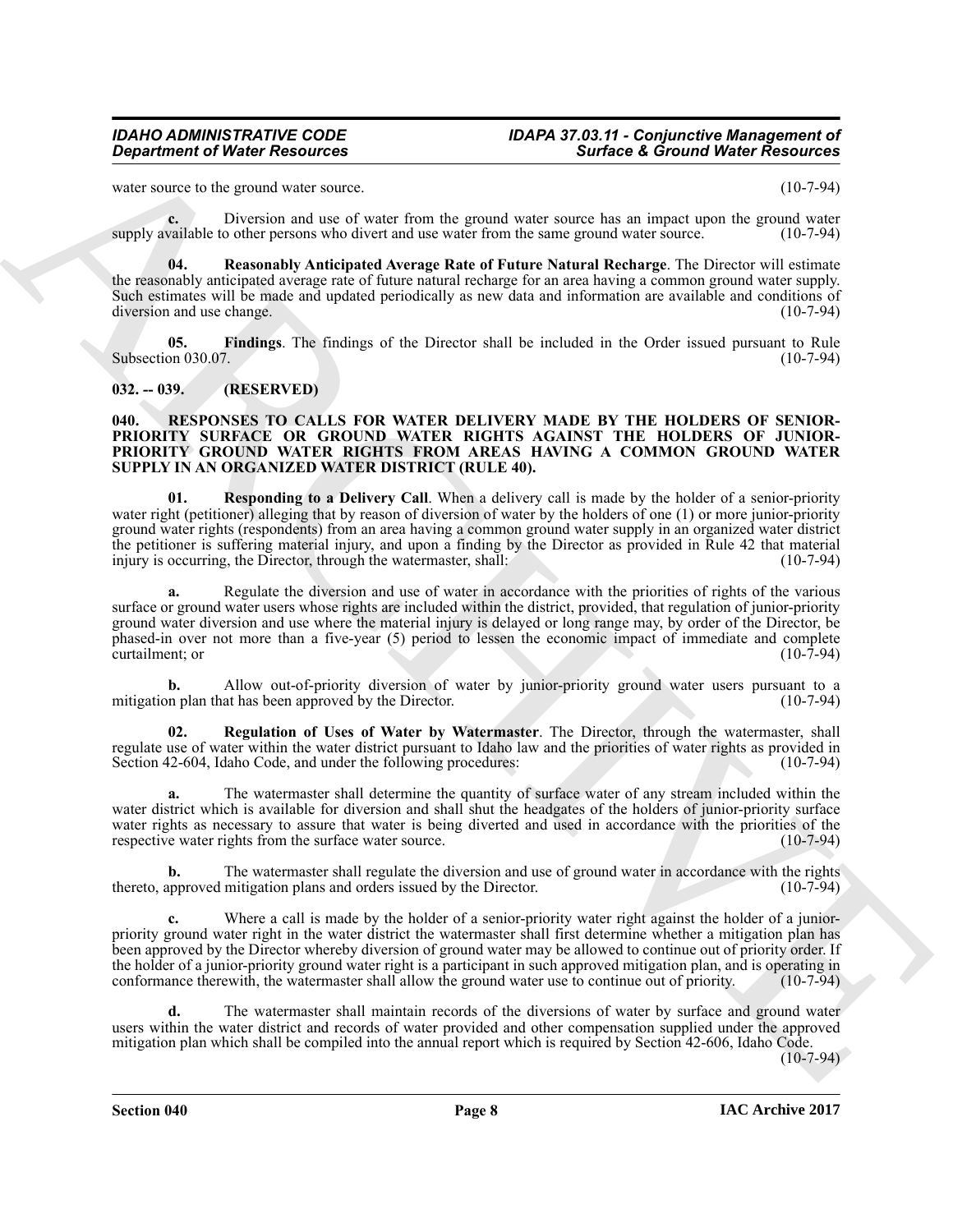water source to the ground water source. (10-7-94)

**c.** Diversion and use of water from the ground water source has an impact upon the ground water supply available to other persons who divert and use water from the same ground water source. (10-7-94)

**04. Reasonably Anticipated Average Rate of Future Natural Recharge**. The Director will estimate the reasonably anticipated average rate of future natural recharge for an area having a common ground water supply. Such estimates will be made and updated periodically as new data and information are available and conditions of diversion and use change. (10-7-94)

**05. Findings**. The findings of the Director shall be included in the Order issued pursuant to Rule Subsection 030.07. (10-7-94)

## 032. -- 039. (RESERVED)

## 040. RESPONSES TO CALLS FOR WATER DELIVERY MADE BY THE HOLDERS OF SENIOR-PRIORITY SURFACE OR GROUND WATER RIGHTS AGAINST THE HOLDERS OF JUNIOR-PRIORITY GROUND WATER RIGHTS FROM AREAS HAVING A COMMON GROUND WATER SUPPLY IN AN ORGANIZED WATER DISTRICT (RULE 40).

**01. Responding to a Delivery Call**. When a delivery call is made by the holder of a senior-priority water right (petitioner) alleging that by reason of diversion of water by the holders of one (1) or more junior-priority ground water rights (respondents) from an area having a common ground water supply in an organized water district the petitioner is suffering material injury, and upon a finding by the Director as provided in Rule 42 that material injury is occurring, the Director, through the watermaster, shall: (10-7-94)

**a.** Regulate the diversion and use of water in accordance with the priorities of rights of the various surface or ground water users whose rights are included within the district, provided, that regulation of junior-priority ground water diversion and use where the material injury is delayed or long range may, by order of the Director, be phased-in over not more than a five-year (5) period to lessen the economic impact of immediate and complete curtailment; or (10-7-94)

**b.** Allow out-of-priority diversion of water by junior-priority ground water users pursuant to a mitigation plan that has been approved by the Director. (10-7-94)

**02. Regulation of Uses of Water by Watermaster**. The Director, through the watermaster, shall regulate use of water within the water district pursuant to Idaho law and the priorities of water rights as provided in Section 42-604, Idaho Code, and under the following procedures: (10-7-94)

**a.** The watermaster shall determine the quantity of surface water of any stream included within the water district which is available for diversion and shall shut the headgates of the holders of junior-priority surface water rights as necessary to assure that water is being diverted and used in accordance with the priorities of the respective water rights from the surface water source. (10-7-94)

**b.** The watermaster shall regulate the diversion and use of ground water in accordance with the rights thereto, approved mitigation plans and orders issued by the Director. (10-7-94)

**c.** Where a call is made by the holder of a senior-priority water right against the holder of a junior-priority ground water right in the water district the watermaster shall first determine whether a mitigation plan has been approved by the Director whereby diversion of ground water may be allowed to continue out of priority order. If the holder of a junior-priority ground water right is a participant in such approved mitigation plan, and is operating in conformance therewith, the watermaster shall allow the ground water use to continue out of priority. (10-7-94)

**d.** The watermaster shall maintain records of the diversions of water by surface and ground water users within the water district and records of water provided and other compensation supplied under the approved mitigation plan which shall be compiled into the annual report which is required by Section 42-606, Idaho Code. (10-7-94)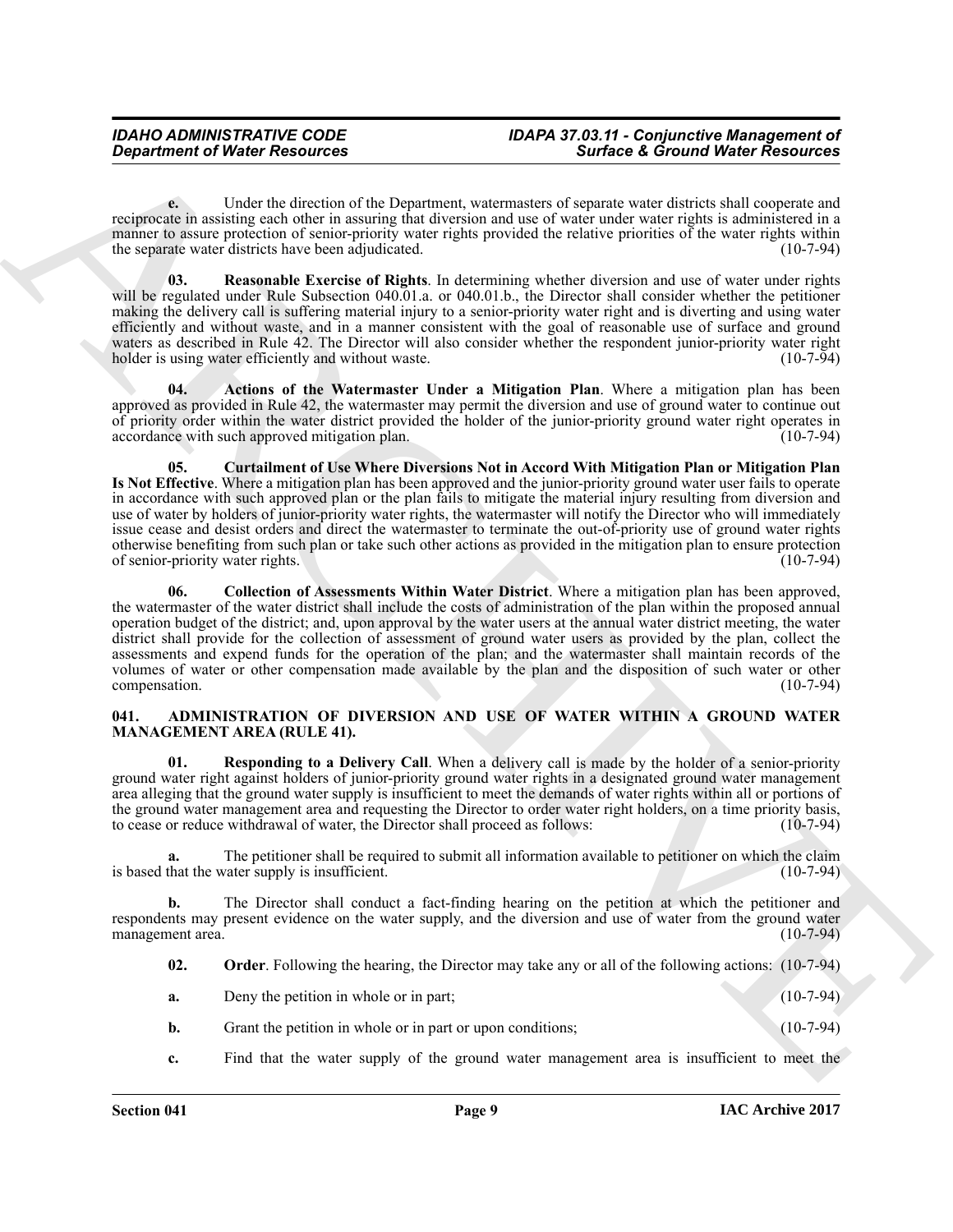**e.** Under the direction of the Department, watermasters of separate water districts shall cooperate and reciprocate in assisting each other in assuring that diversion and use of water under water rights is administered in a manner to assure protection of senior-priority water rights provided the relative priorities of the water rights within the separate water districts have been adjudicated. (10-7-94)

**03. Reasonable Exercise of Rights**. In determining whether diversion and use of water under rights will be regulated under Rule Subsection 040.01.a. or 040.01.b., the Director shall consider whether the petitioner making the delivery call is suffering material injury to a senior-priority water right and is diverting and using water efficiently and without waste, and in a manner consistent with the goal of reasonable use of surface and ground waters as described in Rule 42. The Director will also consider whether the respondent junior-priority water right holder is using water efficiently and without waste. (10-7-94)

**04. Actions of the Watermaster Under a Mitigation Plan**. Where a mitigation plan has been approved as provided in Rule 42, the watermaster may permit the diversion and use of ground water to continue out of priority order within the water district provided the holder of the junior-priority ground water right operates in accordance with such approved mitigation plan. (10-7-94)

**05. Curtailment of Use Where Diversions Not in Accord With Mitigation Plan or Mitigation Plan Is Not Effective**. Where a mitigation plan has been approved and the junior-priority ground water user fails to operate in accordance with such approved plan or the plan fails to mitigate the material injury resulting from diversion and use of water by holders of junior-priority water rights, the watermaster will notify the Director who will immediately issue cease and desist orders and direct the watermaster to terminate the out-of-priority use of ground water rights otherwise benefiting from such plan or take such other actions as provided in the mitigation plan to ensure protection of senior-priority water rights. (10-7-94)

**06. Collection of Assessments Within Water District**. Where a mitigation plan has been approved, the watermaster of the water district shall include the costs of administration of the plan within the proposed annual operation budget of the district; and, upon approval by the water users at the annual water district meeting, the water district shall provide for the collection of assessment of ground water users as provided by the plan, collect the assessments and expend funds for the operation of the plan; and the watermaster shall maintain records of the volumes of water or other compensation made available by the plan and the disposition of such water or other compensation. (10-7-94)

### 041. ADMINISTRATION OF DIVERSION AND USE OF WATER WITHIN A GROUND WATER MANAGEMENT AREA (RULE 41).

**01. Responding to a Delivery Call**. When a delivery call is made by the holder of a senior-priority ground water right against holders of junior-priority ground water rights in a designated ground water management area alleging that the ground water supply is insufficient to meet the demands of water rights within all or portions of the ground water management area and requesting the Director to order water right holders, on a time priority basis, to cease or reduce withdrawal of water, the Director shall proceed as follows: (10-7-94)

**a.** The petitioner shall be required to submit all information available to petitioner on which the claim is based that the water supply is insufficient. (10-7-94)

**b.** The Director shall conduct a fact-finding hearing on the petition at which the petitioner and respondents may present evidence on the water supply, and the diversion and use of water from the ground water management area. (10-7-94)

**02. Order**. Following the hearing, the Director may take any or all of the following actions: (10-7-94)

**a.** Deny the petition in whole or in part; (10-7-94)

**b.** Grant the petition in whole or in part or upon conditions; (10-7-94)

**c.** Find that the water supply of the ground water management area is insufficient to meet the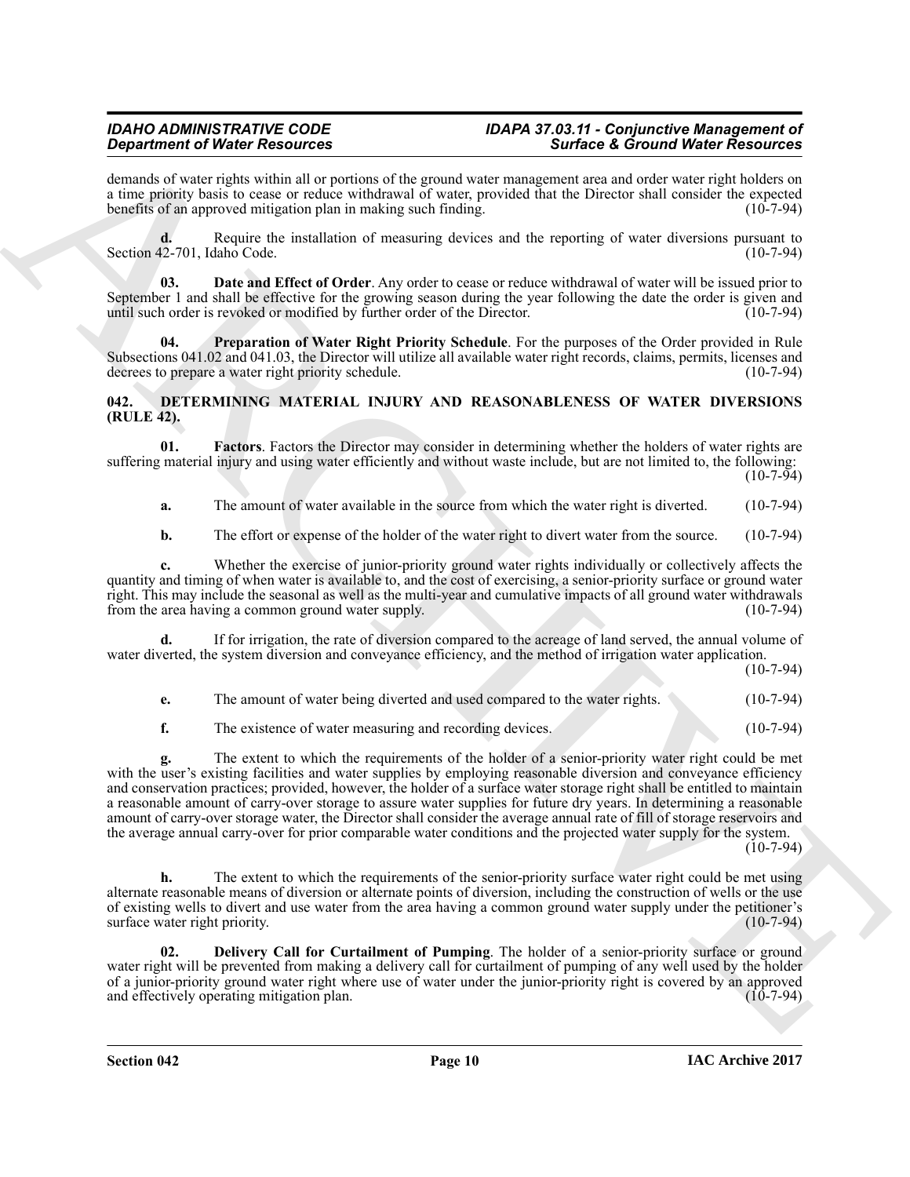demands of water rights within all or portions of the ground water management area and order water right holders on a time priority basis to cease or reduce withdrawal of water, provided that the Director shall consider the expected benefits of an approved mitigation plan in making such finding. (10-7-94)

**d.** Require the installation of measuring devices and the reporting of water diversions pursuant to Section 42-701, Idaho Code. (10-7-94)

**03. Date and Effect of Order**. Any order to cease or reduce withdrawal of water will be issued prior to September 1 and shall be effective for the growing season during the year following the date the order is given and until such order is revoked or modified by further order of the Director. (10-7-94)

**04. Preparation of Water Right Priority Schedule**. For the purposes of the Order provided in Rule Subsections 041.02 and 041.03, the Director will utilize all available water right records, claims, permits, licenses and decrees to prepare a water right priority schedule. (10-7-94)

## 042. DETERMINING MATERIAL INJURY AND REASONABLENESS OF WATER DIVERSIONS (RULE 42).

**01. Factors**. Factors the Director may consider in determining whether the holders of water rights are suffering material injury and using water efficiently and without waste include, but are not limited to, the following: (10-7-94)

**a.** The amount of water available in the source from which the water right is diverted. (10-7-94)

**b.** The effort or expense of the holder of the water right to divert water from the source. (10-7-94)

**c.** Whether the exercise of junior-priority ground water rights individually or collectively affects the quantity and timing of when water is available to, and the cost of exercising, a senior-priority surface or ground water right. This may include the seasonal as well as the multi-year and cumulative impacts of all ground water withdrawals from the area having a common ground water supply. (10-7-94)

**d.** If for irrigation, the rate of diversion compared to the acreage of land served, the annual volume of water diverted, the system diversion and conveyance efficiency, and the method of irrigation water application. (10-7-94)

**e.** The amount of water being diverted and used compared to the water rights. (10-7-94)

**f.** The existence of water measuring and recording devices. (10-7-94)

**g.** The extent to which the requirements of the holder of a senior-priority water right could be met with the user's existing facilities and water supplies by employing reasonable diversion and conveyance efficiency and conservation practices; provided, however, the holder of a surface water storage right shall be entitled to maintain a reasonable amount of carry-over storage to assure water supplies for future dry years. In determining a reasonable amount of carry-over storage water, the Director shall consider the average annual rate of fill of storage reservoirs and the average annual carry-over for prior comparable water conditions and the projected water supply for the system. (10-7-94)

**h.** The extent to which the requirements of the senior-priority surface water right could be met using alternate reasonable means of diversion or alternate points of diversion, including the construction of wells or the use of existing wells to divert and use water from the area having a common ground water supply under the petitioner's surface water right priority. (10-7-94)

**02. Delivery Call for Curtailment of Pumping**. The holder of a senior-priority surface or ground water right will be prevented from making a delivery call for curtailment of pumping of any well used by the holder of a junior-priority ground water right where use of water under the junior-priority right is covered by an approved and effectively operating mitigation plan. (10-7-94)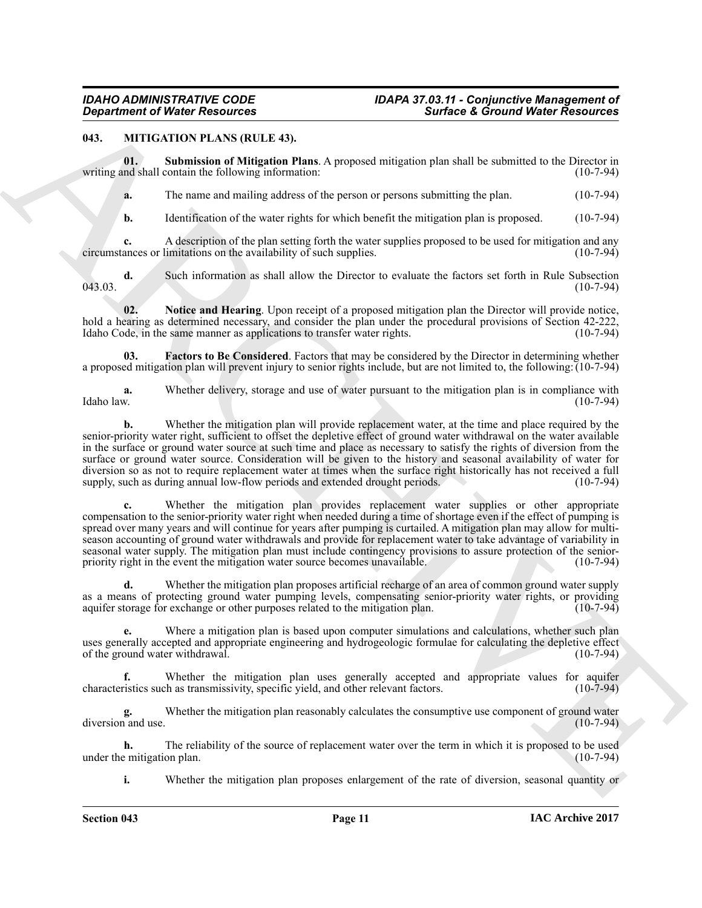## 043. MITIGATION PLANS (RULE 43).

**01. Submission of Mitigation Plans**. A proposed mitigation plan shall be submitted to the Director in writing and shall contain the following information: (10-7-94)

**a.** The name and mailing address of the person or persons submitting the plan. (10-7-94)

**b.** Identification of the water rights for which benefit the mitigation plan is proposed. (10-7-94)

**c.** A description of the plan setting forth the water supplies proposed to be used for mitigation and any circumstances or limitations on the availability of such supplies. (10-7-94)

**d.** Such information as shall allow the Director to evaluate the factors set forth in Rule Subsection 043.03. (10-7-94)

**02. Notice and Hearing**. Upon receipt of a proposed mitigation plan the Director will provide notice, hold a hearing as determined necessary, and consider the plan under the procedural provisions of Section 42-222, Idaho Code, in the same manner as applications to transfer water rights. (10-7-94)

**03. Factors to Be Considered**. Factors that may be considered by the Director in determining whether a proposed mitigation plan will prevent injury to senior rights include, but are not limited to, the following: (10-7-94)

**a.** Whether delivery, storage and use of water pursuant to the mitigation plan is in compliance with Idaho law. (10-7-94)

**b.** Whether the mitigation plan will provide replacement water, at the time and place required by the senior-priority water right, sufficient to offset the depletive effect of ground water withdrawal on the water available in the surface or ground water source at such time and place as necessary to satisfy the rights of diversion from the surface or ground water source. Consideration will be given to the history and seasonal availability of water for diversion so as not to require replacement water at times when the surface right historically has not received a full supply, such as during annual low-flow periods and extended drought periods. (10-7-94)

**c.** Whether the mitigation plan provides replacement water supplies or other appropriate compensation to the senior-priority water right when needed during a time of shortage even if the effect of pumping is spread over many years and will continue for years after pumping is curtailed. A mitigation plan may allow for multi-season accounting of ground water withdrawals and provide for replacement water to take advantage of variability in seasonal water supply. The mitigation plan must include contingency provisions to assure protection of the senior-priority right in the event the mitigation water source becomes unavailable. (10-7-94)

**d.** Whether the mitigation plan proposes artificial recharge of an area of common ground water supply as a means of protecting ground water pumping levels, compensating senior-priority water rights, or providing aquifer storage for exchange or other purposes related to the mitigation plan. (10-7-94)

**e.** Where a mitigation plan is based upon computer simulations and calculations, whether such plan uses generally accepted and appropriate engineering and hydrogeologic formulae for calculating the depletive effect of the ground water withdrawal. (10-7-94)

**f.** Whether the mitigation plan uses generally accepted and appropriate values for aquifer characteristics such as transmissivity, specific yield, and other relevant factors. (10-7-94)

**g.** Whether the mitigation plan reasonably calculates the consumptive use component of ground water diversion and use. (10-7-94)

**h.** The reliability of the source of replacement water over the term in which it is proposed to be used under the mitigation plan. (10-7-94)

**i.** Whether the mitigation plan proposes enlargement of the rate of diversion, seasonal quantity or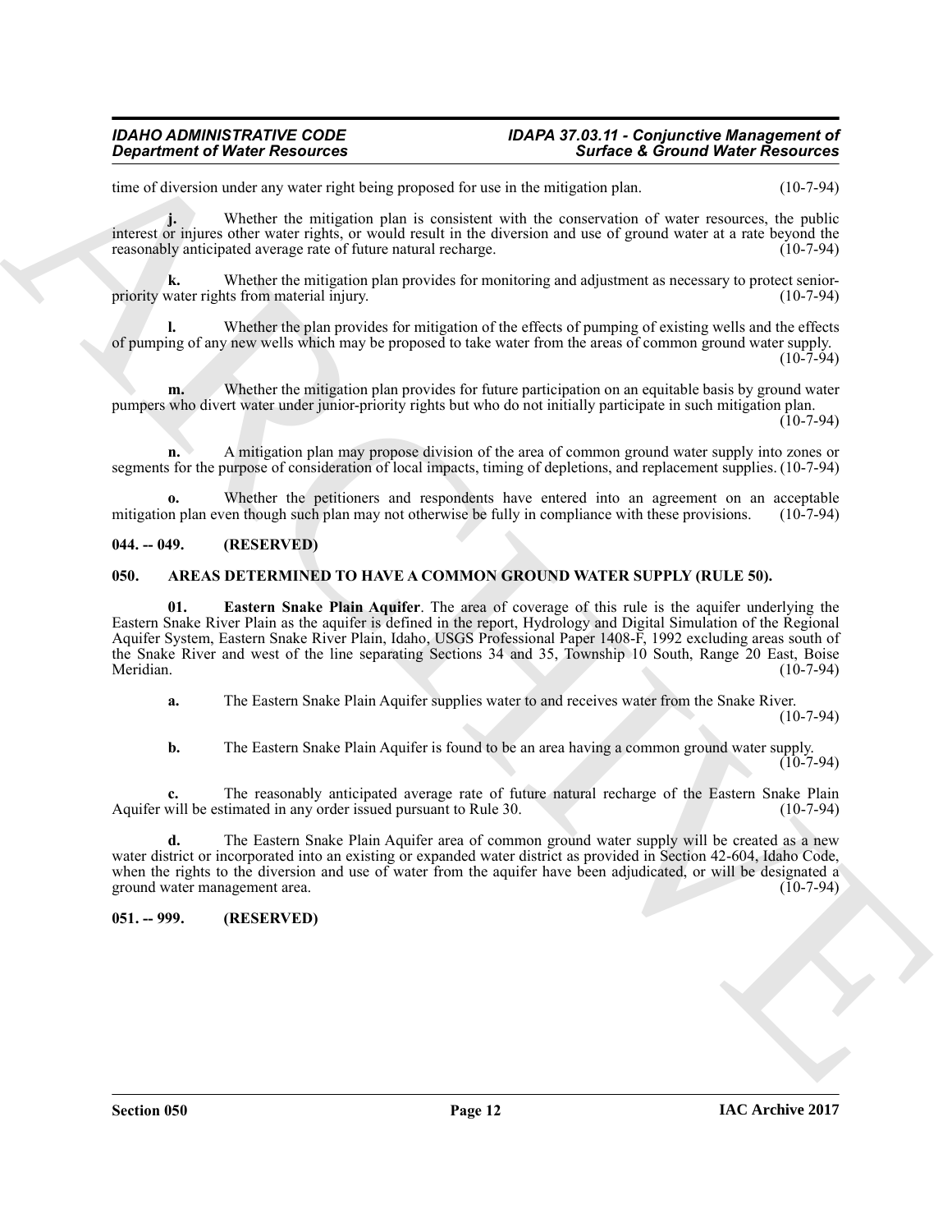time of diversion under any water right being proposed for use in the mitigation plan. (10-7-94)

**j.** Whether the mitigation plan is consistent with the conservation of water resources, the public interest or injures other water rights, or would result in the diversion and use of ground water at a rate beyond the reasonably anticipated average rate of future natural recharge. (10-7-94)

**k.** Whether the mitigation plan provides for monitoring and adjustment as necessary to protect senior-priority water rights from material injury. (10-7-94)

**l.** Whether the plan provides for mitigation of the effects of pumping of existing wells and the effects of pumping of any new wells which may be proposed to take water from the areas of common ground water supply. (10-7-94)

**m.** Whether the mitigation plan provides for future participation on an equitable basis by ground water pumpers who divert water under junior-priority rights but who do not initially participate in such mitigation plan. (10-7-94)

**n.** A mitigation plan may propose division of the area of common ground water supply into zones or segments for the purpose of consideration of local impacts, timing of depletions, and replacement supplies. (10-7-94)

**o.** Whether the petitioners and respondents have entered into an agreement on an acceptable mitigation plan even though such plan may not otherwise be fully in compliance with these provisions. (10-7-94)

### 044. -- 049. (RESERVED)

### 050. AREAS DETERMINED TO HAVE A COMMON GROUND WATER SUPPLY (RULE 50).

**01. Eastern Snake Plain Aquifer**. The area of coverage of this rule is the aquifer underlying the Eastern Snake River Plain as the aquifer is defined in the report, Hydrology and Digital Simulation of the Regional Aquifer System, Eastern Snake River Plain, Idaho, USGS Professional Paper 1408-F, 1992 excluding areas south of the Snake River and west of the line separating Sections 34 and 35, Township 10 South, Range 20 East, Boise Meridian. (10-7-94)

**a.** The Eastern Snake Plain Aquifer supplies water to and receives water from the Snake River. (10-7-94)

**b.** The Eastern Snake Plain Aquifer is found to be an area having a common ground water supply. (10-7-94)

**c.** The reasonably anticipated average rate of future natural recharge of the Eastern Snake Plain Aquifer will be estimated in any order issued pursuant to Rule 30. (10-7-94)

**d.** The Eastern Snake Plain Aquifer area of common ground water supply will be created as a new water district or incorporated into an existing or expanded water district as provided in Section 42-604, Idaho Code, when the rights to the diversion and use of water from the aquifer have been adjudicated, or will be designated a ground water management area. (10-7-94)

### 051. -- 999. (RESERVED)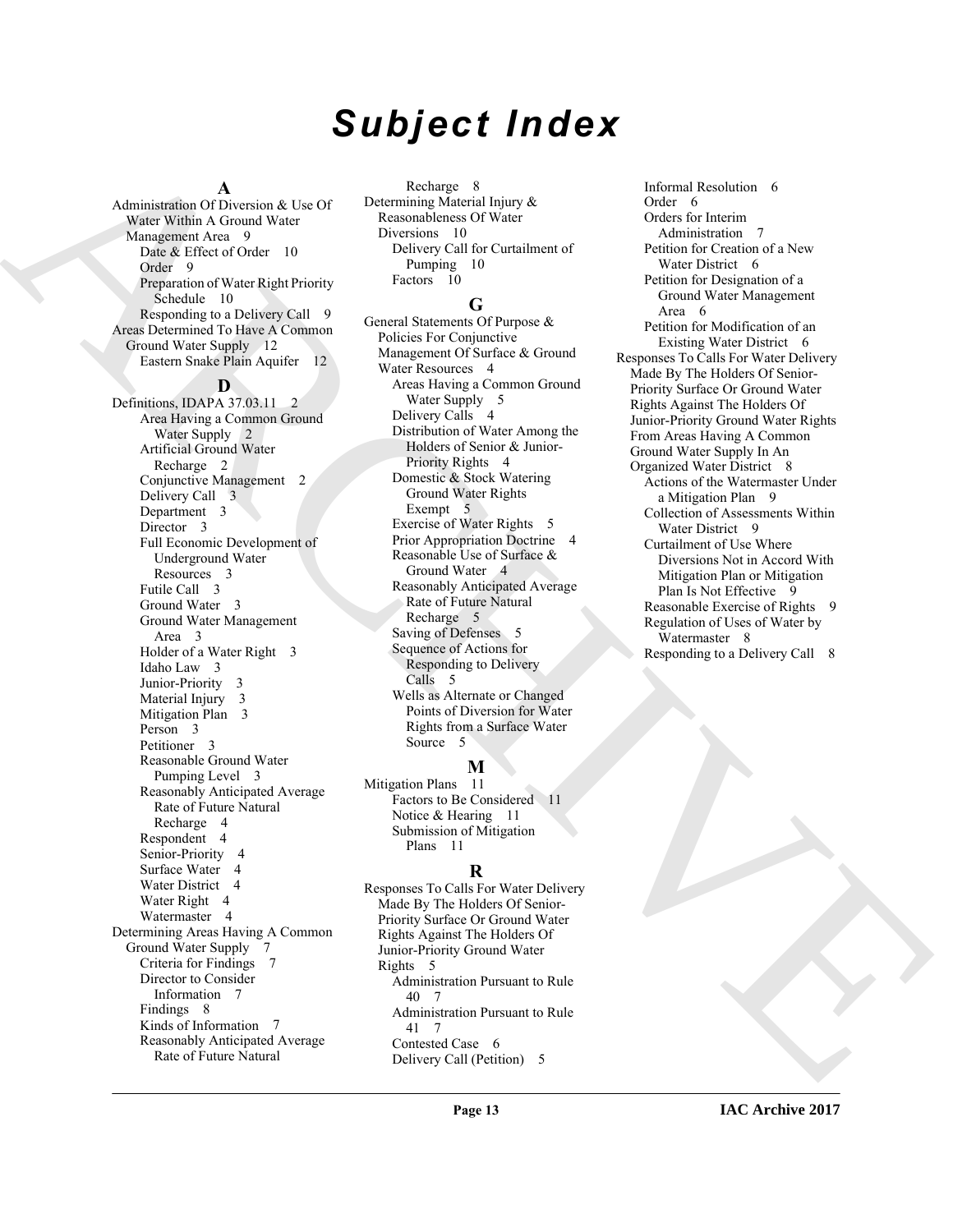# Subject Index

## A

Administration Of Diversion & Use Of Water Within A Ground Water Management Area 9
- Date & Effect of Order 10
- Order 9
- Preparation of Water Right Priority Schedule 10
- Responding to a Delivery Call 9

Areas Determined To Have A Common Ground Water Supply 12
- Eastern Snake Plain Aquifer 12

## D

Definitions, IDAPA 37.03.11 2
- Area Having a Common Ground Water Supply 2
- Artificial Ground Water Recharge 2
- Conjunctive Management 2
- Delivery Call 3
- Department 3
- Director 3
- Full Economic Development of Underground Water Resources 3
- Futile Call 3
- Ground Water 3
- Ground Water Management Area 3
- Holder of a Water Right 3
- Idaho Law 3
- Junior-Priority 3
- Material Injury 3
- Mitigation Plan 3
- Person 3
- Petitioner 3
- Reasonable Ground Water Pumping Level 3
- Reasonably Anticipated Average Rate of Future Natural Recharge 4
- Respondent 4
- Senior-Priority 4
- Surface Water 4
- Water District 4
- Water Right 4
- Watermaster 4

Determining Areas Having A Common Ground Water Supply 7
- Criteria for Findings 7
- Director to Consider Information 7
- Findings 8
- Kinds of Information 7
- Reasonably Anticipated Average Rate of Future Natural Recharge 8

Determining Material Injury & Reasonableness Of Water Diversions 10
- Delivery Call for Curtailment of Pumping 10
- Factors 10

## G

General Statements Of Purpose & Policies For Conjunctive Management Of Surface & Ground Water Resources 4
- Areas Having a Common Ground Water Supply 5
- Delivery Calls 4
- Distribution of Water Among the Holders of Senior & Junior-Priority Rights 4
- Domestic & Stock Watering Ground Water Rights Exempt 5
- Exercise of Water Rights 5
- Prior Appropriation Doctrine 4
- Reasonable Use of Surface & Ground Water 4
- Reasonably Anticipated Average Rate of Future Natural Recharge 5
- Saving of Defenses 5
- Sequence of Actions for Responding to Delivery Calls 5
- Wells as Alternate or Changed Points of Diversion for Water Rights from a Surface Water Source 5

## M

Mitigation Plans 11
- Factors to Be Considered 11
- Notice & Hearing 11
- Submission of Mitigation Plans 11

## R

Responses To Calls For Water Delivery Made By The Holders Of Senior-Priority Surface Or Ground Water Rights Against The Holders Of Junior-Priority Ground Water Rights 5
- Administration Pursuant to Rule 40 7
- Administration Pursuant to Rule 41 7
- Contested Case 6
- Delivery Call (Petition) 5
- Informal Resolution 6
- Order 6
- Orders for Interim Administration 7
- Petition for Creation of a New Water District 6
- Petition for Designation of a Ground Water Management Area 6
- Petition for Modification of an Existing Water District 6

Responses To Calls For Water Delivery Made By The Holders Of Senior-Priority Surface Or Ground Water Rights Against The Holders Of Junior-Priority Ground Water Rights From Areas Having A Common Ground Water Supply In An Organized Water District 8
- Actions of the Watermaster Under a Mitigation Plan 9
- Collection of Assessments Within Water District 9
- Curtailment of Use Where Diversions Not in Accord With Mitigation Plan or Mitigation Plan Is Not Effective 9
- Reasonable Exercise of Rights 9
- Regulation of Uses of Water by Watermaster 8
- Responding to a Delivery Call 8